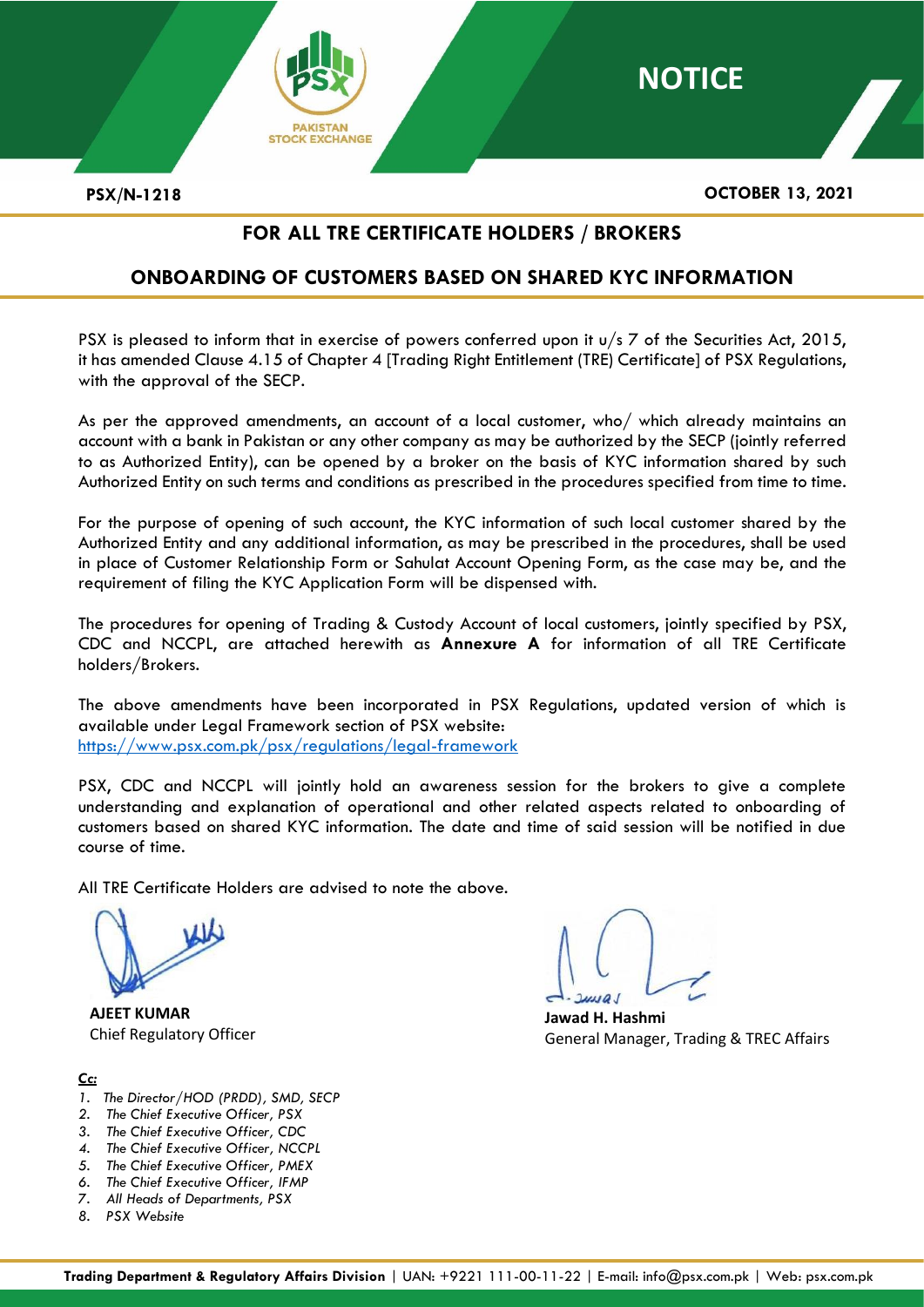**NOTICE**

**PSX/N-1218** **OCTOBER 13, 2021**

## FOR ALL TRE CERTIFICATE HOLDERS / BROKERS

## ONBOARDING OF CUSTOMERS BASED ON SHARED KYC INFORMATION

PSX is pleased to inform that in exercise of powers conferred upon it u/s 7 of the Securities Act, 2015, it has amended Clause 4.15 of Chapter 4 [Trading Right Entitlement (TRE) Certificate] of PSX Regulations, with the approval of the SECP.

As per the approved amendments, an account of a local customer, who/ which already maintains an account with a bank in Pakistan or any other company as may be authorized by the SECP (jointly referred to as Authorized Entity), can be opened by a broker on the basis of KYC information shared by such Authorized Entity on such terms and conditions as prescribed in the procedures specified from time to time.

For the purpose of opening of such account, the KYC information of such local customer shared by the Authorized Entity and any additional information, as may be prescribed in the procedures, shall be used in place of Customer Relationship Form or Sahulat Account Opening Form, as the case may be, and the requirement of filing the KYC Application Form will be dispensed with.

The procedures for opening of Trading & Custody Account of local customers, jointly specified by PSX, CDC and NCCPL, are attached herewith as **Annexure A** for information of all TRE Certificate holders/Brokers.

The above amendments have been incorporated in PSX Regulations, updated version of which is available under Legal Framework section of PSX website:
https://www.psx.com.pk/psx/regulations/legal-framework

PSX, CDC and NCCPL will jointly hold an awareness session for the brokers to give a complete understanding and explanation of operational and other related aspects related to onboarding of customers based on shared KYC information. The date and time of said session will be notified in due course of time.

All TRE Certificate Holders are advised to note the above.

**AJEET KUMAR**
Chief Regulatory Officer

**Jawad H. Hashmi**
General Manager, Trading & TREC Affairs

**Cc:**

1. *The Director/HOD (PRDD), SMD, SECP*
2. *The Chief Executive Officer, PSX*
3. *The Chief Executive Officer, CDC*
4. *The Chief Executive Officer, NCCPL*
5. *The Chief Executive Officer, PMEX*
6. *The Chief Executive Officer, IFMP*
7. *All Heads of Departments, PSX*
8. *PSX Website*

**Trading Department & Regulatory Affairs Division** | UAN: +9221 111-00-11-22 | E-mail: info@psx.com.pk | Web: psx.com.pk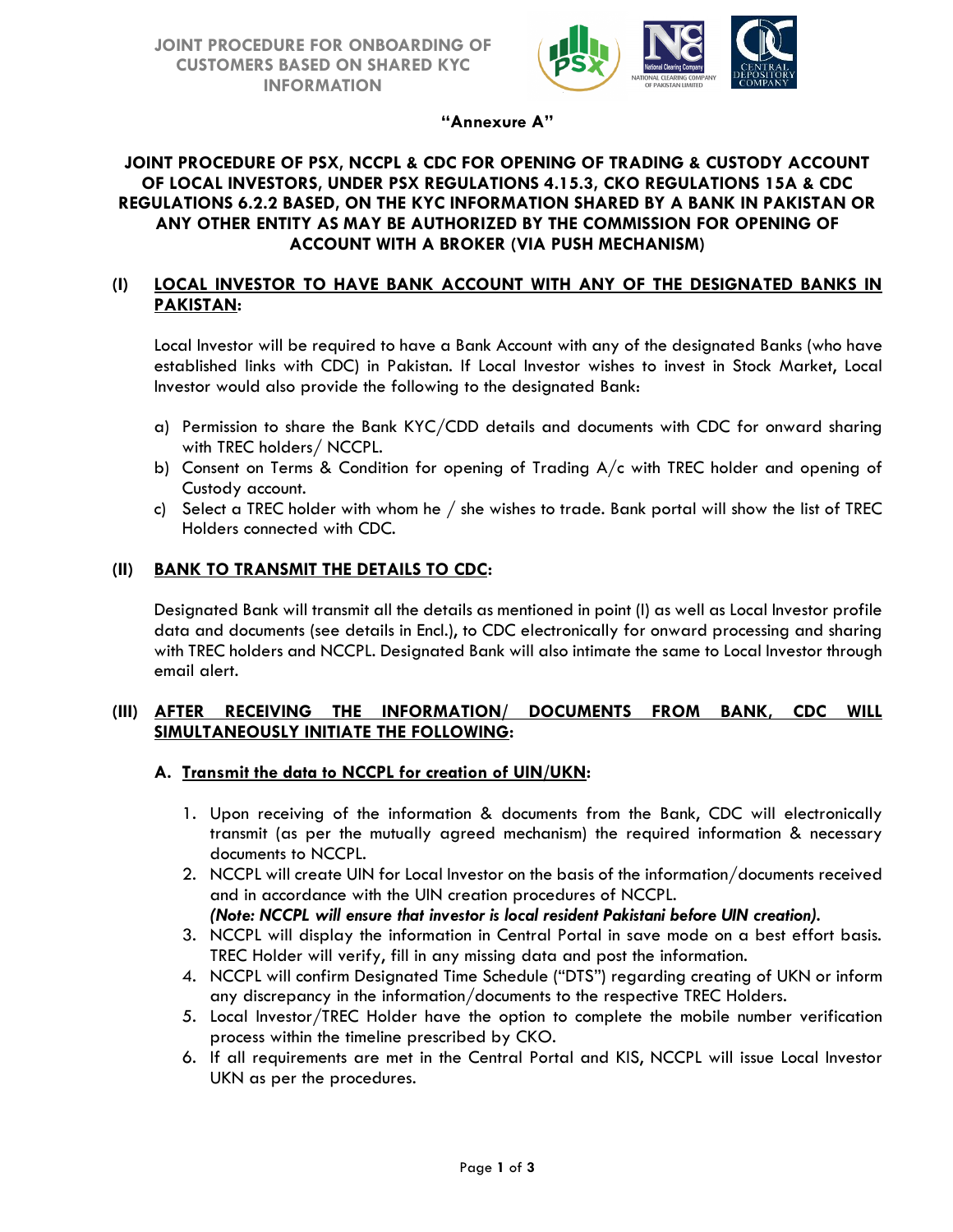**"Annexure A"**

# JOINT PROCEDURE OF PSX, NCCPL & CDC FOR OPENING OF TRADING & CUSTODY ACCOUNT OF LOCAL INVESTORS, UNDER PSX REGULATIONS 4.15.3, CKO REGULATIONS 15A & CDC REGULATIONS 6.2.2 BASED, ON THE KYC INFORMATION SHARED BY A BANK IN PAKISTAN OR ANY OTHER ENTITY AS MAY BE AUTHORIZED BY THE COMMISSION FOR OPENING OF ACCOUNT WITH A BROKER (VIA PUSH MECHANISM)

## (I) LOCAL INVESTOR TO HAVE BANK ACCOUNT WITH ANY OF THE DESIGNATED BANKS IN PAKISTAN:

Local Investor will be required to have a Bank Account with any of the designated Banks (who have established links with CDC) in Pakistan. If Local Investor wishes to invest in Stock Market, Local Investor would also provide the following to the designated Bank:

a) Permission to share the Bank KYC/CDD details and documents with CDC for onward sharing with TREC holders/ NCCPL.
b) Consent on Terms & Condition for opening of Trading A/c with TREC holder and opening of Custody account.
c) Select a TREC holder with whom he / she wishes to trade. Bank portal will show the list of TREC Holders connected with CDC.

## (II) BANK TO TRANSMIT THE DETAILS TO CDC:

Designated Bank will transmit all the details as mentioned in point (I) as well as Local Investor profile data and documents (see details in Encl.), to CDC electronically for onward processing and sharing with TREC holders and NCCPL. Designated Bank will also intimate the same to Local Investor through email alert.

## (III) AFTER RECEIVING THE INFORMATION/ DOCUMENTS FROM BANK, CDC WILL SIMULTANEOUSLY INITIATE THE FOLLOWING:

### A. Transmit the data to NCCPL for creation of UIN/UKN:

1. Upon receiving of the information & documents from the Bank, CDC will electronically transmit (as per the mutually agreed mechanism) the required information & necessary documents to NCCPL.
2. NCCPL will create UIN for Local Investor on the basis of the information/documents received and in accordance with the UIN creation procedures of NCCPL.
   ***(Note: NCCPL will ensure that investor is local resident Pakistani before UIN creation).***
3. NCCPL will display the information in Central Portal in save mode on a best effort basis. TREC Holder will verify, fill in any missing data and post the information.
4. NCCPL will confirm Designated Time Schedule ("DTS") regarding creating of UKN or inform any discrepancy in the information/documents to the respective TREC Holders.
5. Local Investor/TREC Holder have the option to complete the mobile number verification process within the timeline prescribed by CKO.
6. If all requirements are met in the Central Portal and KIS, NCCPL will issue Local Investor UKN as per the procedures.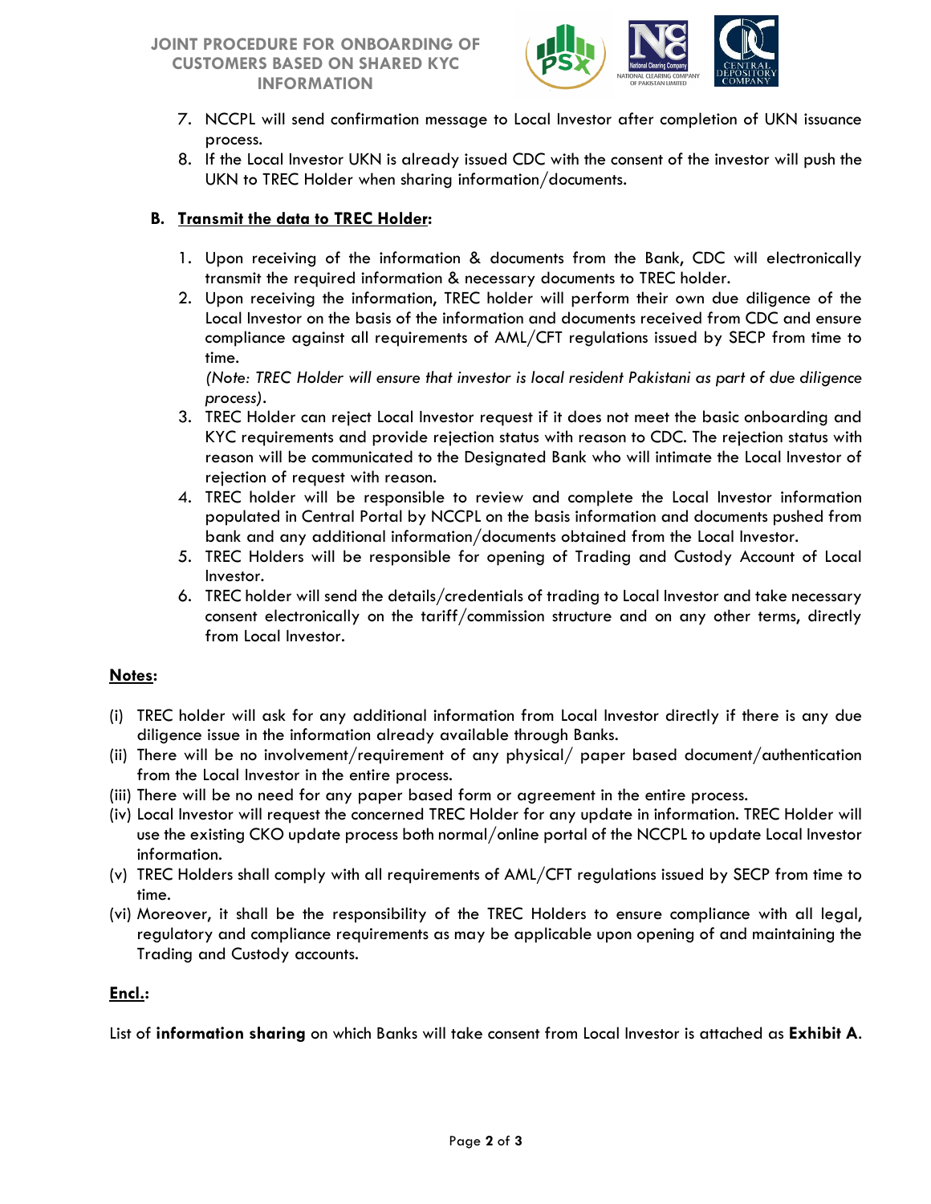7. NCCPL will send confirmation message to Local Investor after completion of UKN issuance process.
8. If the Local Investor UKN is already issued CDC with the consent of the investor will push the UKN to TREC Holder when sharing information/documents.

### B. <u>Transmit the data to TREC Holder</u>:

1. Upon receiving of the information & documents from the Bank, CDC will electronically transmit the required information & necessary documents to TREC holder.
2. Upon receiving the information, TREC holder will perform their own due diligence of the Local Investor on the basis of the information and documents received from CDC and ensure compliance against all requirements of AML/CFT regulations issued by SECP from time to time.
   *(Note: TREC Holder will ensure that investor is local resident Pakistani as part of due diligence process).*
3. TREC Holder can reject Local Investor request if it does not meet the basic onboarding and KYC requirements and provide rejection status with reason to CDC. The rejection status with reason will be communicated to the Designated Bank who will intimate the Local Investor of rejection of request with reason.
4. TREC holder will be responsible to review and complete the Local Investor information populated in Central Portal by NCCPL on the basis information and documents pushed from bank and any additional information/documents obtained from the Local Investor.
5. TREC Holders will be responsible for opening of Trading and Custody Account of Local Investor.
6. TREC holder will send the details/credentials of trading to Local Investor and take necessary consent electronically on the tariff/commission structure and on any other terms, directly from Local Investor.

**<u>Notes</u>:**

(i) TREC holder will ask for any additional information from Local Investor directly if there is any due diligence issue in the information already available through Banks.
(ii) There will be no involvement/requirement of any physical/ paper based document/authentication from the Local Investor in the entire process.
(iii) There will be no need for any paper based form or agreement in the entire process.
(iv) Local Investor will request the concerned TREC Holder for any update in information. TREC Holder will use the existing CKO update process both normal/online portal of the NCCPL to update Local Investor information.
(v) TREC Holders shall comply with all requirements of AML/CFT regulations issued by SECP from time to time.
(vi) Moreover, it shall be the responsibility of the TREC Holders to ensure compliance with all legal, regulatory and compliance requirements as may be applicable upon opening of and maintaining the Trading and Custody accounts.

**<u>Encl.</u>:**

List of **information sharing** on which Banks will take consent from Local Investor is attached as **Exhibit A**.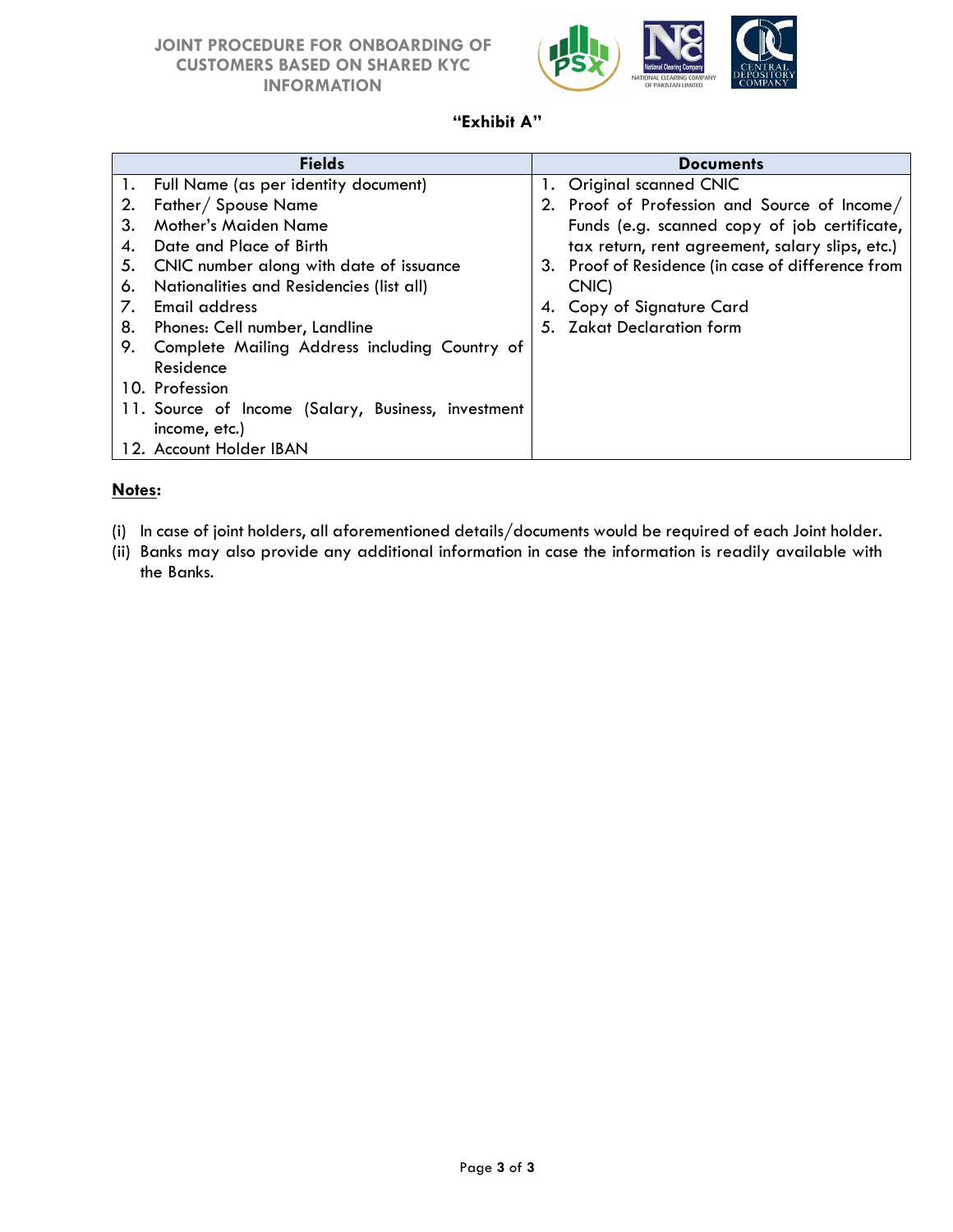**"Exhibit A"**

| Fields | Documents |
|---|---|
| 1. Full Name (as per identity document)<br>2. Father/ Spouse Name<br>3. Mother's Maiden Name<br>4. Date and Place of Birth<br>5. CNIC number along with date of issuance<br>6. Nationalities and Residencies (list all)<br>7. Email address<br>8. Phones: Cell number, Landline<br>9. Complete Mailing Address including Country of Residence<br>10. Profession<br>11. Source of Income (Salary, Business, investment income, etc.)<br>12. Account Holder IBAN | 1. Original scanned CNIC<br>2. Proof of Profession and Source of Income/ Funds (e.g. scanned copy of job certificate, tax return, rent agreement, salary slips, etc.)<br>3. Proof of Residence (in case of difference from CNIC)<br>4. Copy of Signature Card<br>5. Zakat Declaration form |

**Notes:**

(i) In case of joint holders, all aforementioned details/documents would be required of each Joint holder.

(ii) Banks may also provide any additional information in case the information is readily available with the Banks.